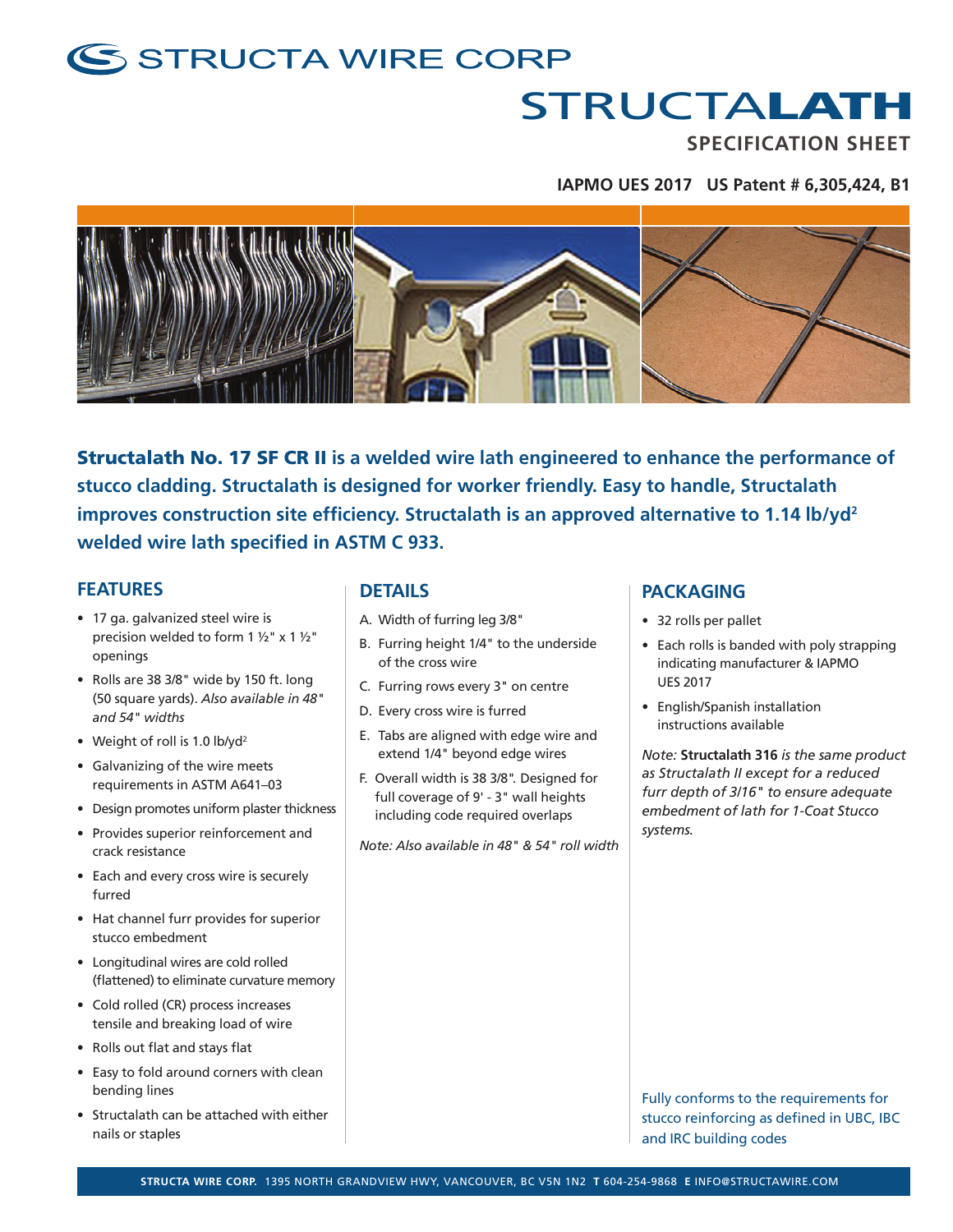# STRUCTA WIRE CORP

# STRUCTALATH

## SPECIFICATION SHEET

**IAPMO UES 2017 US Patent # 6,305,424, B1**

**Structalath No. 17 SF CR II is a welded wire lath engineered to enhance the performance of stucco cladding. Structalath is designed for worker friendly. Easy to handle, Structalath improves construction site efficiency. Structalath is an approved alternative to 1.14 lb/yd² welded wire lath specified in ASTM C 933.**

## FEATURES

- 17 ga. galvanized steel wire is precision welded to form 1 ½" x 1 ½" openings
- Rolls are 38 3/8" wide by 150 ft. long (50 square yards). *Also available in 48" and 54" widths*
- Weight of roll is 1.0 lb/yd²
- Galvanizing of the wire meets requirements in ASTM A641–03
- Design promotes uniform plaster thickness
- Provides superior reinforcement and crack resistance
- Each and every cross wire is securely furred
- Hat channel furr provides for superior stucco embedment
- Longitudinal wires are cold rolled (flattened) to eliminate curvature memory
- Cold rolled (CR) process increases tensile and breaking load of wire
- Rolls out flat and stays flat
- Easy to fold around corners with clean bending lines
- Structalath can be attached with either nails or staples

## DETAILS

A. Width of furring leg 3/8"

B. Furring height 1/4" to the underside of the cross wire

C. Furring rows every 3" on centre

D. Every cross wire is furred

E. Tabs are aligned with edge wire and extend 1/4" beyond edge wires

F. Overall width is 38 3/8". Designed for full coverage of 9' - 3" wall heights including code required overlaps

*Note: Also available in 48" & 54" roll width*

## PACKAGING

- 32 rolls per pallet
- Each rolls is banded with poly strapping indicating manufacturer & IAPMO UES 2017
- English/Spanish installation instructions available

*Note:* **Structalath 316** *is the same product as Structalath II except for a reduced furr depth of 3/16" to ensure adequate embedment of lath for 1-Coat Stucco systems.*

Fully conforms to the requirements for stucco reinforcing as defined in UBC, IBC and IRC building codes

**STRUCTA WIRE CORP.** 1395 NORTH GRANDVIEW HWY, VANCOUVER, BC V5N 1N2 **T** 604-254-9868 **E** INFO@STRUCTAWIRE.COM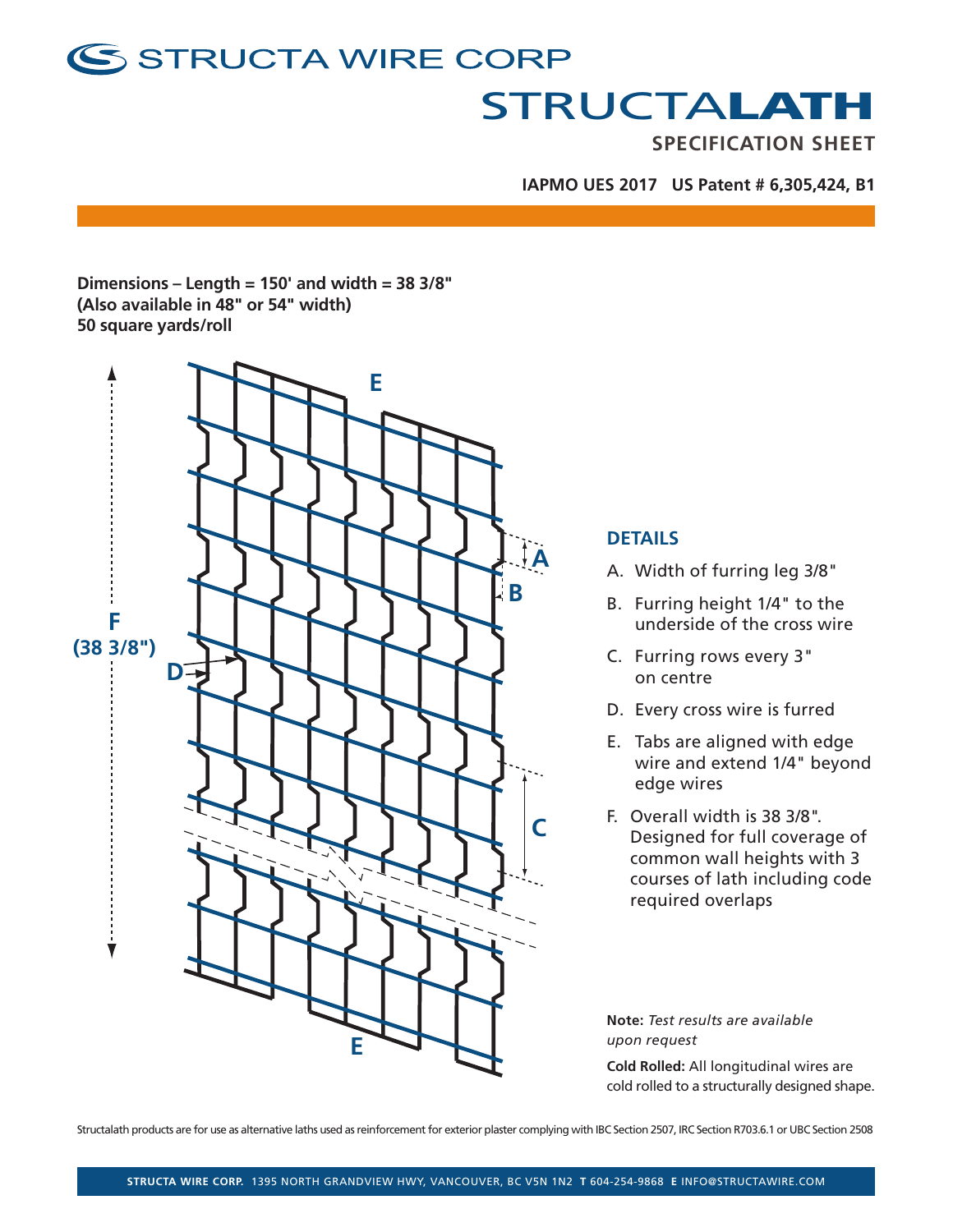# STRUCTA WIRE CORP

# STRUCTALATH

## SPECIFICATION SHEET

**IAPMO UES 2017 US Patent # 6,305,424, B1**

**Dimensions – Length = 150' and width = 38 3/8"**
**(Also available in 48" or 54" width)**
**50 square yards/roll**

E

A

B

F
(38 3/8")

D

C

E

### DETAILS

A. Width of furring leg 3/8"

B. Furring height 1/4" to the underside of the cross wire

C. Furring rows every 3" on centre

D. Every cross wire is furred

E. Tabs are aligned with edge wire and extend 1/4" beyond edge wires

F. Overall width is 38 3/8". Designed for full coverage of common wall heights with 3 courses of lath including code required overlaps

**Note:** *Test results are available upon request*

**Cold Rolled:** All longitudinal wires are cold rolled to a structurally designed shape.

Structalath products are for use as alternative laths used as reinforcement for exterior plaster complying with IBC Section 2507, IRC Section R703.6.1 or UBC Section 2508

**STRUCTA WIRE CORP.** 1395 NORTH GRANDVIEW HWY, VANCOUVER, BC V5N 1N2 **T** 604-254-9868 **E** INFO@STRUCTAWIRE.COM